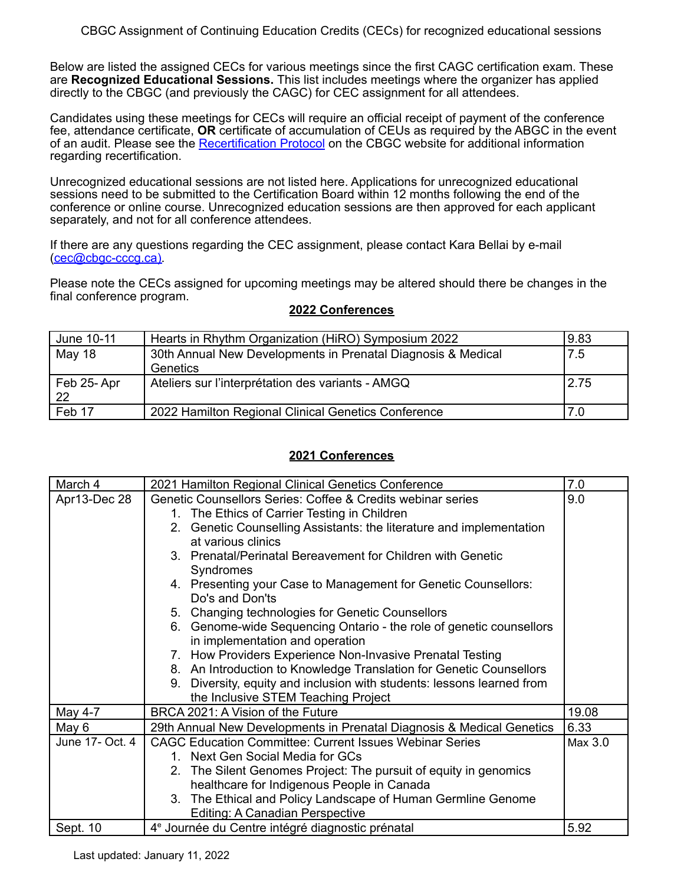CBGC Assignment of Continuing Education Credits (CECs) for recognized educational sessions

Below are listed the assigned CECs for various meetings since the first CAGC certification exam. These are **Recognized Educational Sessions.** This list includes meetings where the organizer has applied directly to the CBGC (and previously the CAGC) for CEC assignment for all attendees.

Candidates using these meetings for CECs will require an official receipt of payment of the conference fee, attendance certificate, **OR** certificate of accumulation of CEUs as required by the ABGC in the event of an audit. Please see the Recertification Protocol on the CBGC website for additional information regarding recertification.

Unrecognized educational sessions are not listed here. Applications for unrecognized educational sessions need to be submitted to the Certification Board within 12 months following the end of the conference or online course. Unrecognized education sessions are then approved for each applicant separately, and not for all conference attendees.

If there are any questions regarding the CEC assignment, please contact Kara Bellai by e-mail (cec@cbgc-cccg.ca).

Please note the CECs assigned for upcoming meetings may be altered should there be changes in the final conference program.

## 2022 Conferences

| | | |
|---|---|---|
| June 10-11 | Hearts in Rhythm Organization (HiRO) Symposium 2022 | 9.83 |
| May 18 | 30th Annual New Developments in Prenatal Diagnosis & Medical Genetics | 7.5 |
| Feb 25- Apr 22 | Ateliers sur l'interprétation des variants - AMGQ | 2.75 |
| Feb 17 | 2022 Hamilton Regional Clinical Genetics Conference | 7.0 |

## 2021 Conferences

| | | |
|---|---|---|
| March 4 | 2021 Hamilton Regional Clinical Genetics Conference | 7.0 |
| Apr13-Dec 28 | Genetic Counsellors Series: Coffee & Credits webinar series<br>1. The Ethics of Carrier Testing in Children<br>2. Genetic Counselling Assistants: the literature and implementation at various clinics<br>3. Prenatal/Perinatal Bereavement for Children with Genetic Syndromes<br>4. Presenting your Case to Management for Genetic Counsellors: Do's and Don'ts<br>5. Changing technologies for Genetic Counsellors<br>6. Genome-wide Sequencing Ontario - the role of genetic counsellors in implementation and operation<br>7. How Providers Experience Non-Invasive Prenatal Testing<br>8. An Introduction to Knowledge Translation for Genetic Counsellors<br>9. Diversity, equity and inclusion with students: lessons learned from the Inclusive STEM Teaching Project | 9.0 |
| May 4-7 | BRCA 2021: A Vision of the Future | 19.08 |
| May 6 | 29th Annual New Developments in Prenatal Diagnosis & Medical Genetics | 6.33 |
| June 17- Oct. 4 | CAGC Education Committee: Current Issues Webinar Series<br>1. Next Gen Social Media for GCs<br>2. The Silent Genomes Project: The pursuit of equity in genomics healthcare for Indigenous People in Canada<br>3. The Ethical and Policy Landscape of Human Germline Genome Editing: A Canadian Perspective | Max 3.0 |
| Sept. 10 | 4e Journée du Centre intégré diagnostic prénatal | 5.92 |

Last updated: January 11, 2022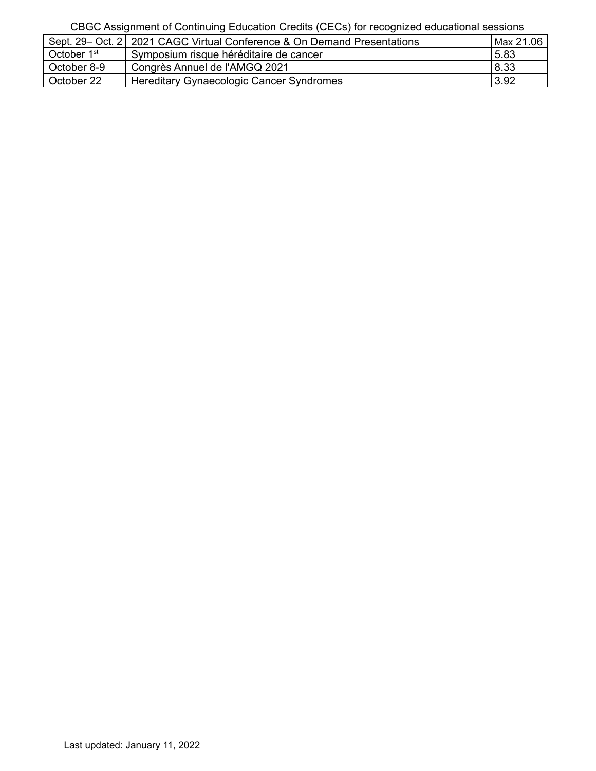CBGC Assignment of Continuing Education Credits (CECs) for recognized educational sessions

| Sept. 29– Oct. 2 | 2021 CAGC Virtual Conference & On Demand Presentations | Max 21.06 |
|---|---|---|
| October 1st | Symposium risque héréditaire de cancer | 5.83 |
| October 8-9 | Congrès Annuel de l'AMGQ 2021 | 8.33 |
| October 22 | Hereditary Gynaecologic Cancer Syndromes | 3.92 |

Last updated: January 11, 2022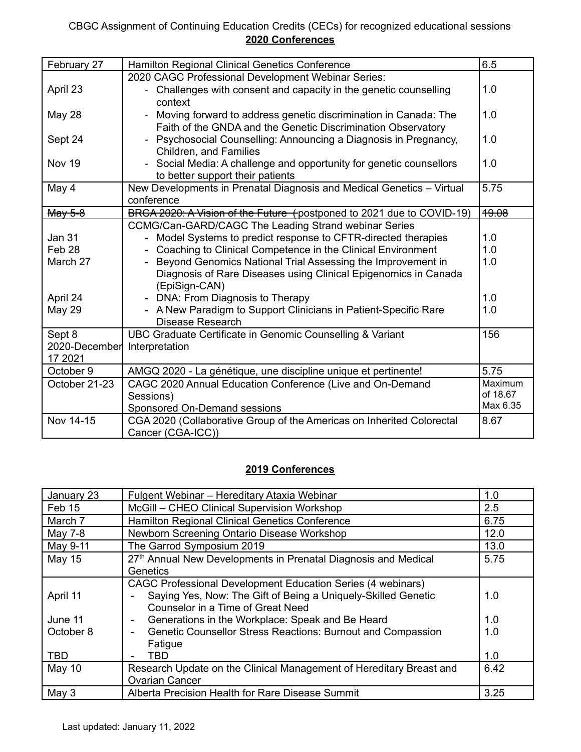CBGC Assignment of Continuing Education Credits (CECs) for recognized educational sessions

## 2020 Conferences

| Date | Event | CECs |
|---|---|---|
| February 27 | Hamilton Regional Clinical Genetics Conference | 6.5 |
| | 2020 CAGC Professional Development Webinar Series: | |
| April 23 | - Challenges with consent and capacity in the genetic counselling context | 1.0 |
| May 28 | - Moving forward to address genetic discrimination in Canada: The Faith of the GNDA and the Genetic Discrimination Observatory | 1.0 |
| Sept 24 | - Psychosocial Counselling: Announcing a Diagnosis in Pregnancy, Children, and Families | 1.0 |
| Nov 19 | - Social Media: A challenge and opportunity for genetic counsellors to better support their patients | 1.0 |
| May 4 | New Developments in Prenatal Diagnosis and Medical Genetics – Virtual conference | 5.75 |
| ~~May 5-8~~ | ~~BRCA 2020: A Vision of the Future~~ (postponed to 2021 due to COVID-19) | ~~19.08~~ |
| | CCMG/Can-GARD/CAGC The Leading Strand webinar Series | |
| Jan 31 | - Model Systems to predict response to CFTR-directed therapies | 1.0 |
| Feb 28 | - Coaching to Clinical Competence in the Clinical Environment | 1.0 |
| March 27 | - Beyond Genomics National Trial Assessing the Improvement in Diagnosis of Rare Diseases using Clinical Epigenomics in Canada (EpiSign-CAN) | 1.0 |
| April 24 | - DNA: From Diagnosis to Therapy | 1.0 |
| May 29 | - A New Paradigm to Support Clinicians in Patient-Specific Rare Disease Research | 1.0 |
| Sept 8 2020-December 17 2021 | UBC Graduate Certificate in Genomic Counselling & Variant Interpretation | 156 |
| October 9 | AMGQ 2020 - La génétique, une discipline unique et pertinente! | 5.75 |
| October 21-23 | CAGC 2020 Annual Education Conference (Live and On-Demand Sessions)<br>Sponsored On-Demand sessions | Maximum of 18.67<br>Max 6.35 |
| Nov 14-15 | CGA 2020 (Collaborative Group of the Americas on Inherited Colorectal Cancer (CGA-ICC)) | 8.67 |

## 2019 Conferences

| Date | Event | CECs |
|---|---|---|
| January 23 | Fulgent Webinar – Hereditary Ataxia Webinar | 1.0 |
| Feb 15 | McGill – CHEO Clinical Supervision Workshop | 2.5 |
| March 7 | Hamilton Regional Clinical Genetics Conference | 6.75 |
| May 7-8 | Newborn Screening Ontario Disease Workshop | 12.0 |
| May 9-11 | The Garrod Symposium 2019 | 13.0 |
| May 15 | 27th Annual New Developments in Prenatal Diagnosis and Medical Genetics | 5.75 |
| | CAGC Professional Development Education Series (4 webinars) | |
| April 11 | - Saying Yes, Now: The Gift of Being a Uniquely-Skilled Genetic Counselor in a Time of Great Need | 1.0 |
| June 11 | - Generations in the Workplace: Speak and Be Heard | 1.0 |
| October 8 | - Genetic Counsellor Stress Reactions: Burnout and Compassion Fatigue | 1.0 |
| TBD | - TBD | 1.0 |
| May 10 | Research Update on the Clinical Management of Hereditary Breast and Ovarian Cancer | 6.42 |
| May 3 | Alberta Precision Health for Rare Disease Summit | 3.25 |

Last updated: January 11, 2022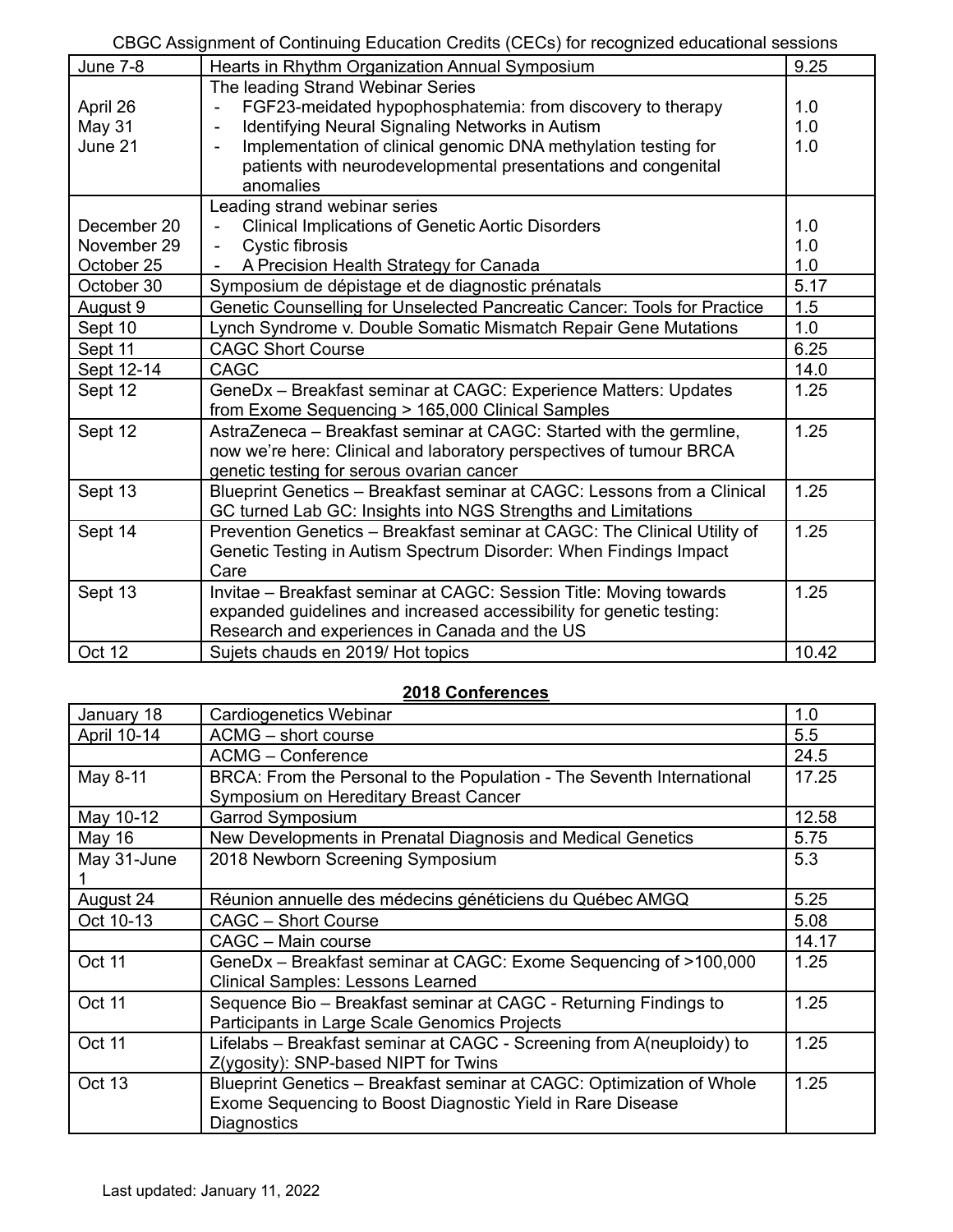CBGC Assignment of Continuing Education Credits (CECs) for recognized educational sessions

| | | |
|---|---|---|
| June 7-8 | Hearts in Rhythm Organization Annual Symposium | 9.25 |
| April 26<br>May 31<br>June 21 | The leading Strand Webinar Series<br>- FGF23-meidated hypophosphatemia: from discovery to therapy<br>- Identifying Neural Signaling Networks in Autism<br>- Implementation of clinical genomic DNA methylation testing for patients with neurodevelopmental presentations and congenital anomalies | 1.0<br>1.0<br>1.0 |
| December 20<br>November 29<br>October 25 | Leading strand webinar series<br>- Clinical Implications of Genetic Aortic Disorders<br>- Cystic fibrosis<br>- A Precision Health Strategy for Canada | 1.0<br>1.0<br>1.0 |
| October 30 | Symposium de dépistage et de diagnostic prénatals | 5.17 |
| August 9 | Genetic Counselling for Unselected Pancreatic Cancer: Tools for Practice | 1.5 |
| Sept 10 | Lynch Syndrome v. Double Somatic Mismatch Repair Gene Mutations | 1.0 |
| Sept 11 | CAGC Short Course | 6.25 |
| Sept 12-14 | CAGC | 14.0 |
| Sept 12 | GeneDx – Breakfast seminar at CAGC: Experience Matters: Updates from Exome Sequencing > 165,000 Clinical Samples | 1.25 |
| Sept 12 | AstraZeneca – Breakfast seminar at CAGC: Started with the germline, now we're here: Clinical and laboratory perspectives of tumour BRCA genetic testing for serous ovarian cancer | 1.25 |
| Sept 13 | Blueprint Genetics – Breakfast seminar at CAGC: Lessons from a Clinical GC turned Lab GC: Insights into NGS Strengths and Limitations | 1.25 |
| Sept 14 | Prevention Genetics – Breakfast seminar at CAGC: The Clinical Utility of Genetic Testing in Autism Spectrum Disorder: When Findings Impact Care | 1.25 |
| Sept 13 | Invitae – Breakfast seminar at CAGC: Session Title: Moving towards expanded guidelines and increased accessibility for genetic testing: Research and experiences in Canada and the US | 1.25 |
| Oct 12 | Sujets chauds en 2019/ Hot topics | 10.42 |

## 2018 Conferences

| | | |
|---|---|---|
| January 18 | Cardiogenetics Webinar | 1.0 |
| April 10-14 | ACMG – short course | 5.5 |
| | ACMG – Conference | 24.5 |
| May 8-11 | BRCA: From the Personal to the Population - The Seventh International Symposium on Hereditary Breast Cancer | 17.25 |
| May 10-12 | Garrod Symposium | 12.58 |
| May 16 | New Developments in Prenatal Diagnosis and Medical Genetics | 5.75 |
| May 31-June 1 | 2018 Newborn Screening Symposium | 5.3 |
| August 24 | Réunion annuelle des médecins généticiens du Québec AMGQ | 5.25 |
| Oct 10-13 | CAGC – Short Course | 5.08 |
| | CAGC – Main course | 14.17 |
| Oct 11 | GeneDx – Breakfast seminar at CAGC: Exome Sequencing of >100,000 Clinical Samples: Lessons Learned | 1.25 |
| Oct 11 | Sequence Bio – Breakfast seminar at CAGC - Returning Findings to Participants in Large Scale Genomics Projects | 1.25 |
| Oct 11 | Lifelabs – Breakfast seminar at CAGC - Screening from A(neuploidy) to Z(ygosity): SNP-based NIPT for Twins | 1.25 |
| Oct 13 | Blueprint Genetics – Breakfast seminar at CAGC: Optimization of Whole Exome Sequencing to Boost Diagnostic Yield in Rare Disease Diagnostics | 1.25 |

Last updated: January 11, 2022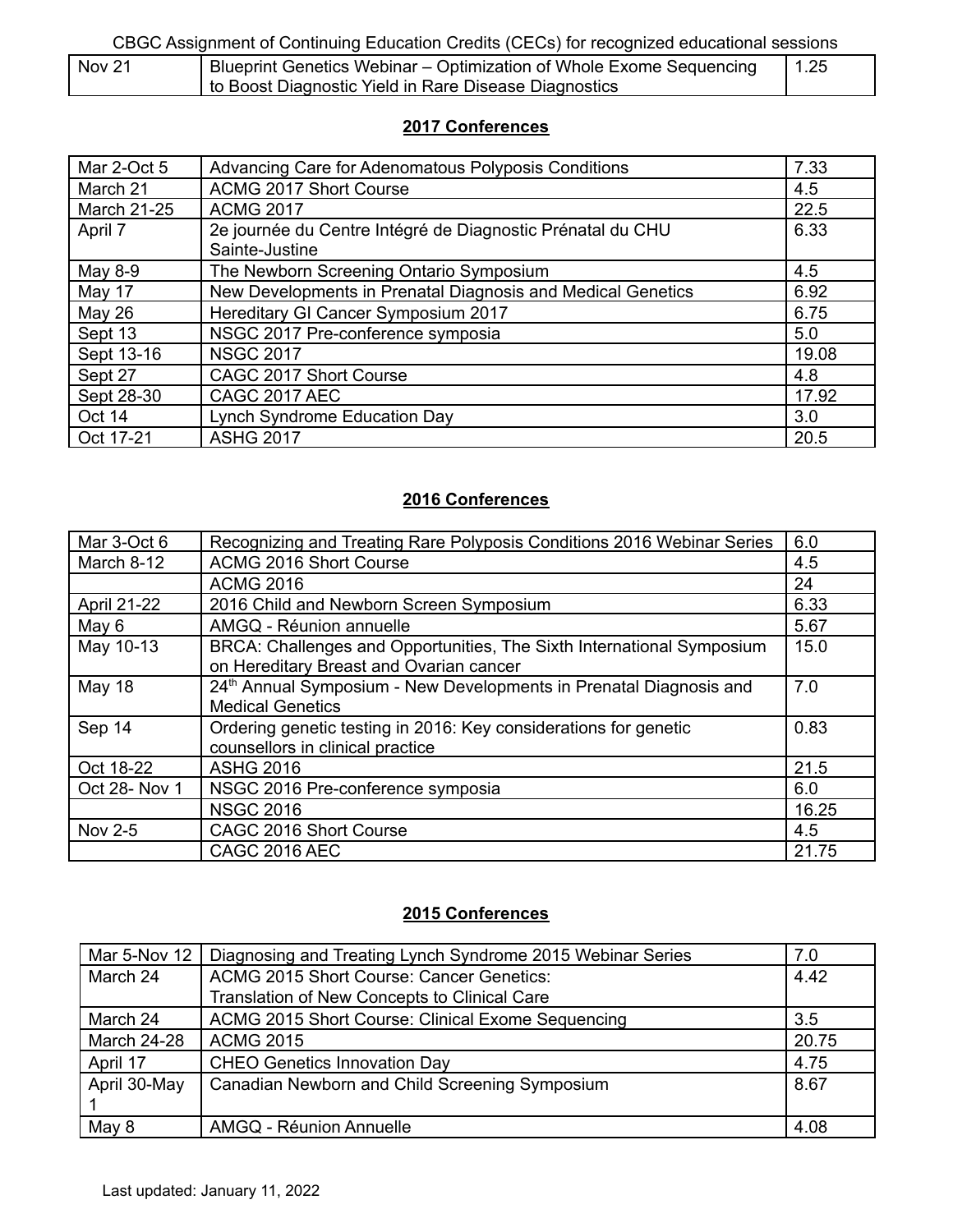| Nov 21 | Blueprint Genetics Webinar – Optimization of Whole Exome Sequencing to Boost Diagnostic Yield in Rare Disease Diagnostics | 1.25 |
|---|---|---|

## 2017 Conferences

| Mar 2-Oct 5 | Advancing Care for Adenomatous Polyposis Conditions | 7.33 |
|---|---|---|
| March 21 | ACMG 2017 Short Course | 4.5 |
| March 21-25 | ACMG 2017 | 22.5 |
| April 7 | 2e journée du Centre Intégré de Diagnostic Prénatal du CHU Sainte-Justine | 6.33 |
| May 8-9 | The Newborn Screening Ontario Symposium | 4.5 |
| May 17 | New Developments in Prenatal Diagnosis and Medical Genetics | 6.92 |
| May 26 | Hereditary GI Cancer Symposium 2017 | 6.75 |
| Sept 13 | NSGC 2017 Pre-conference symposia | 5.0 |
| Sept 13-16 | NSGC 2017 | 19.08 |
| Sept 27 | CAGC 2017 Short Course | 4.8 |
| Sept 28-30 | CAGC 2017 AEC | 17.92 |
| Oct 14 | Lynch Syndrome Education Day | 3.0 |
| Oct 17-21 | ASHG 2017 | 20.5 |

## 2016 Conferences

| Mar 3-Oct 6 | Recognizing and Treating Rare Polyposis Conditions 2016 Webinar Series | 6.0 |
|---|---|---|
| March 8-12 | ACMG 2016 Short Course | 4.5 |
| | ACMG 2016 | 24 |
| April 21-22 | 2016 Child and Newborn Screen Symposium | 6.33 |
| May 6 | AMGQ - Réunion annuelle | 5.67 |
| May 10-13 | BRCA: Challenges and Opportunities, The Sixth International Symposium on Hereditary Breast and Ovarian cancer | 15.0 |
| May 18 | 24th Annual Symposium - New Developments in Prenatal Diagnosis and Medical Genetics | 7.0 |
| Sep 14 | Ordering genetic testing in 2016: Key considerations for genetic counsellors in clinical practice | 0.83 |
| Oct 18-22 | ASHG 2016 | 21.5 |
| Oct 28- Nov 1 | NSGC 2016 Pre-conference symposia | 6.0 |
| | NSGC 2016 | 16.25 |
| Nov 2-5 | CAGC 2016 Short Course | 4.5 |
| | CAGC 2016 AEC | 21.75 |

## 2015 Conferences

| Mar 5-Nov 12 | Diagnosing and Treating Lynch Syndrome 2015 Webinar Series | 7.0 |
|---|---|---|
| March 24 | ACMG 2015 Short Course: Cancer Genetics: Translation of New Concepts to Clinical Care | 4.42 |
| March 24 | ACMG 2015 Short Course: Clinical Exome Sequencing | 3.5 |
| March 24-28 | ACMG 2015 | 20.75 |
| April 17 | CHEO Genetics Innovation Day | 4.75 |
| April 30-May 1 | Canadian Newborn and Child Screening Symposium | 8.67 |
| May 8 | AMGQ - Réunion Annuelle | 4.08 |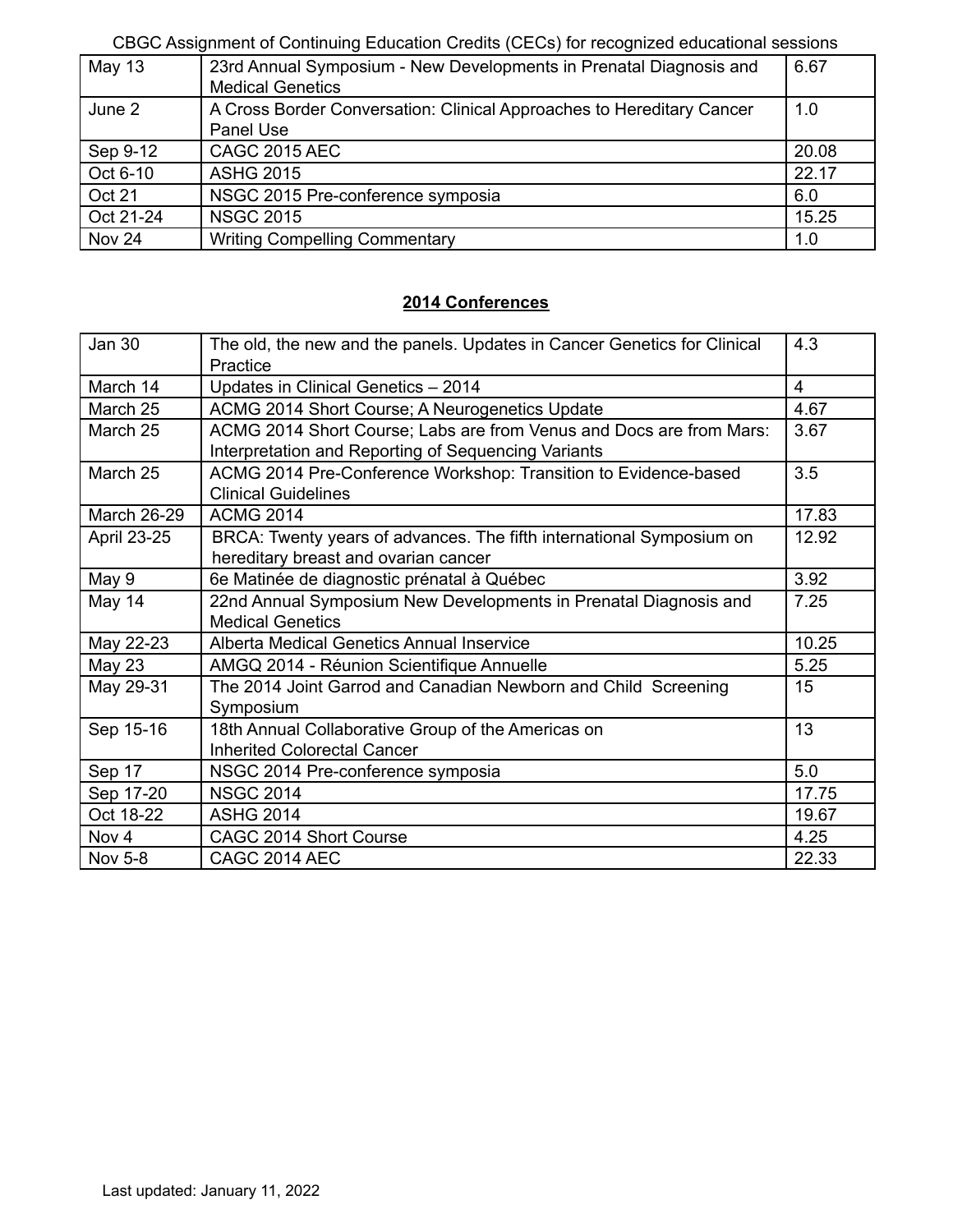| May 13 | 23rd Annual Symposium - New Developments in Prenatal Diagnosis and Medical Genetics | 6.67 |
|---|---|---|
| June 2 | A Cross Border Conversation: Clinical Approaches to Hereditary Cancer Panel Use | 1.0 |
| Sep 9-12 | CAGC 2015 AEC | 20.08 |
| Oct 6-10 | ASHG 2015 | 22.17 |
| Oct 21 | NSGC 2015 Pre-conference symposia | 6.0 |
| Oct 21-24 | NSGC 2015 | 15.25 |
| Nov 24 | Writing Compelling Commentary | 1.0 |

## **2014 Conferences**

| Jan 30 | The old, the new and the panels. Updates in Cancer Genetics for Clinical Practice | 4.3 |
|---|---|---|
| March 14 | Updates in Clinical Genetics – 2014 | 4 |
| March 25 | ACMG 2014 Short Course; A Neurogenetics Update | 4.67 |
| March 25 | ACMG 2014 Short Course; Labs are from Venus and Docs are from Mars: Interpretation and Reporting of Sequencing Variants | 3.67 |
| March 25 | ACMG 2014 Pre-Conference Workshop: Transition to Evidence-based Clinical Guidelines | 3.5 |
| March 26-29 | ACMG 2014 | 17.83 |
| April 23-25 | BRCA: Twenty years of advances. The fifth international Symposium on hereditary breast and ovarian cancer | 12.92 |
| May 9 | 6e Matinée de diagnostic prénatal à Québec | 3.92 |
| May 14 | 22nd Annual Symposium New Developments in Prenatal Diagnosis and Medical Genetics | 7.25 |
| May 22-23 | Alberta Medical Genetics Annual Inservice | 10.25 |
| May 23 | AMGQ 2014 - Réunion Scientifique Annuelle | 5.25 |
| May 29-31 | The 2014 Joint Garrod and Canadian Newborn and Child Screening Symposium | 15 |
| Sep 15-16 | 18th Annual Collaborative Group of the Americas on Inherited Colorectal Cancer | 13 |
| Sep 17 | NSGC 2014 Pre-conference symposia | 5.0 |
| Sep 17-20 | NSGC 2014 | 17.75 |
| Oct 18-22 | ASHG 2014 | 19.67 |
| Nov 4 | CAGC 2014 Short Course | 4.25 |
| Nov 5-8 | CAGC 2014 AEC | 22.33 |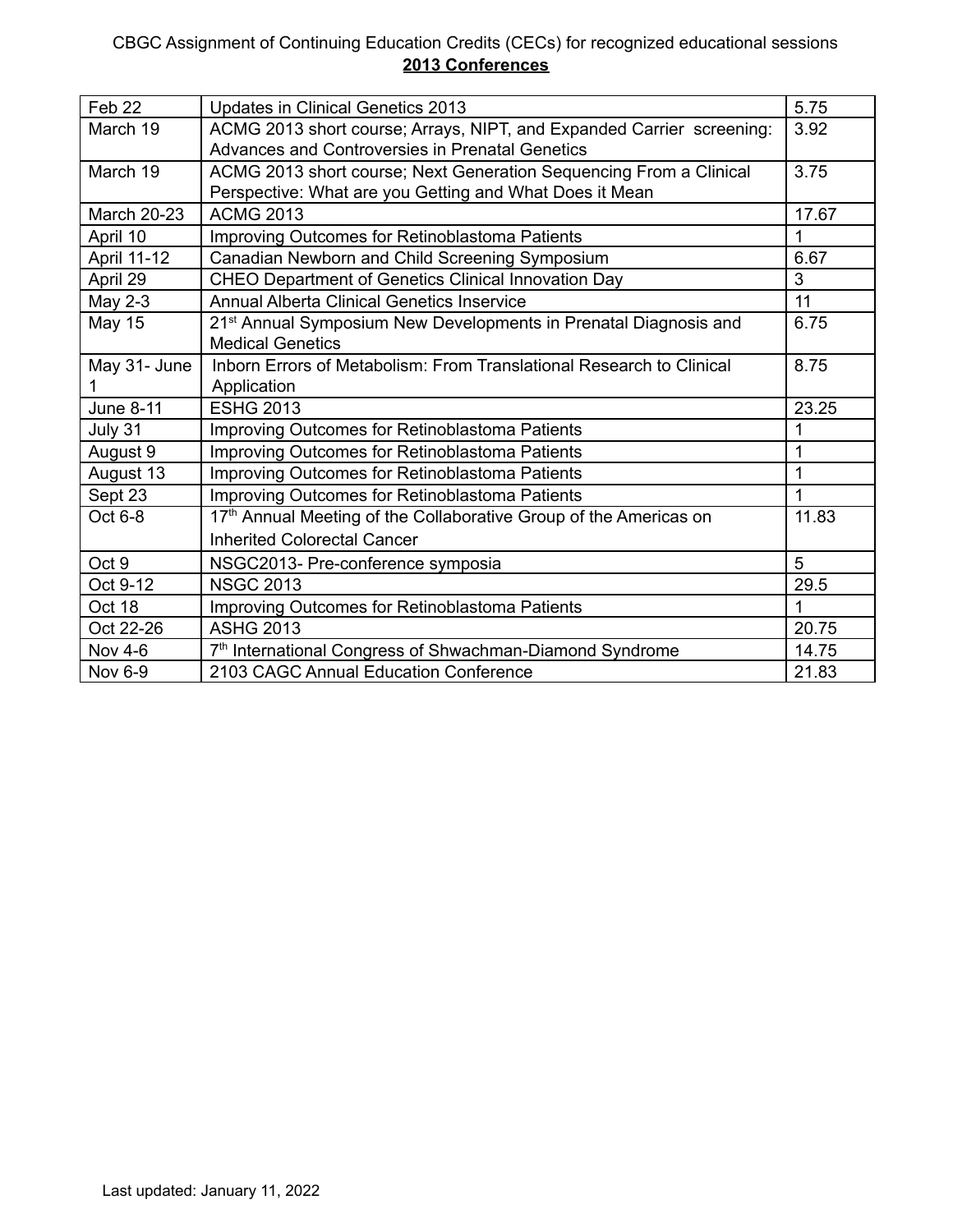CBGC Assignment of Continuing Education Credits (CECs) for recognized educational sessions

## 2013 Conferences

| | | |
|---|---|---|
| Feb 22 | Updates in Clinical Genetics 2013 | 5.75 |
| March 19 | ACMG 2013 short course; Arrays, NIPT, and Expanded Carrier screening: Advances and Controversies in Prenatal Genetics | 3.92 |
| March 19 | ACMG 2013 short course; Next Generation Sequencing From a Clinical Perspective: What are you Getting and What Does it Mean | 3.75 |
| March 20-23 | ACMG 2013 | 17.67 |
| April 10 | Improving Outcomes for Retinoblastoma Patients | 1 |
| April 11-12 | Canadian Newborn and Child Screening Symposium | 6.67 |
| April 29 | CHEO Department of Genetics Clinical Innovation Day | 3 |
| May 2-3 | Annual Alberta Clinical Genetics Inservice | 11 |
| May 15 | 21st Annual Symposium New Developments in Prenatal Diagnosis and Medical Genetics | 6.75 |
| May 31- June 1 | Inborn Errors of Metabolism: From Translational Research to Clinical Application | 8.75 |
| June 8-11 | ESHG 2013 | 23.25 |
| July 31 | Improving Outcomes for Retinoblastoma Patients | 1 |
| August 9 | Improving Outcomes for Retinoblastoma Patients | 1 |
| August 13 | Improving Outcomes for Retinoblastoma Patients | 1 |
| Sept 23 | Improving Outcomes for Retinoblastoma Patients | 1 |
| Oct 6-8 | 17th Annual Meeting of the Collaborative Group of the Americas on Inherited Colorectal Cancer | 11.83 |
| Oct 9 | NSGC2013- Pre-conference symposia | 5 |
| Oct 9-12 | NSGC 2013 | 29.5 |
| Oct 18 | Improving Outcomes for Retinoblastoma Patients | 1 |
| Oct 22-26 | ASHG 2013 | 20.75 |
| Nov 4-6 | 7th International Congress of Shwachman-Diamond Syndrome | 14.75 |
| Nov 6-9 | 2103 CAGC Annual Education Conference | 21.83 |

Last updated: January 11, 2022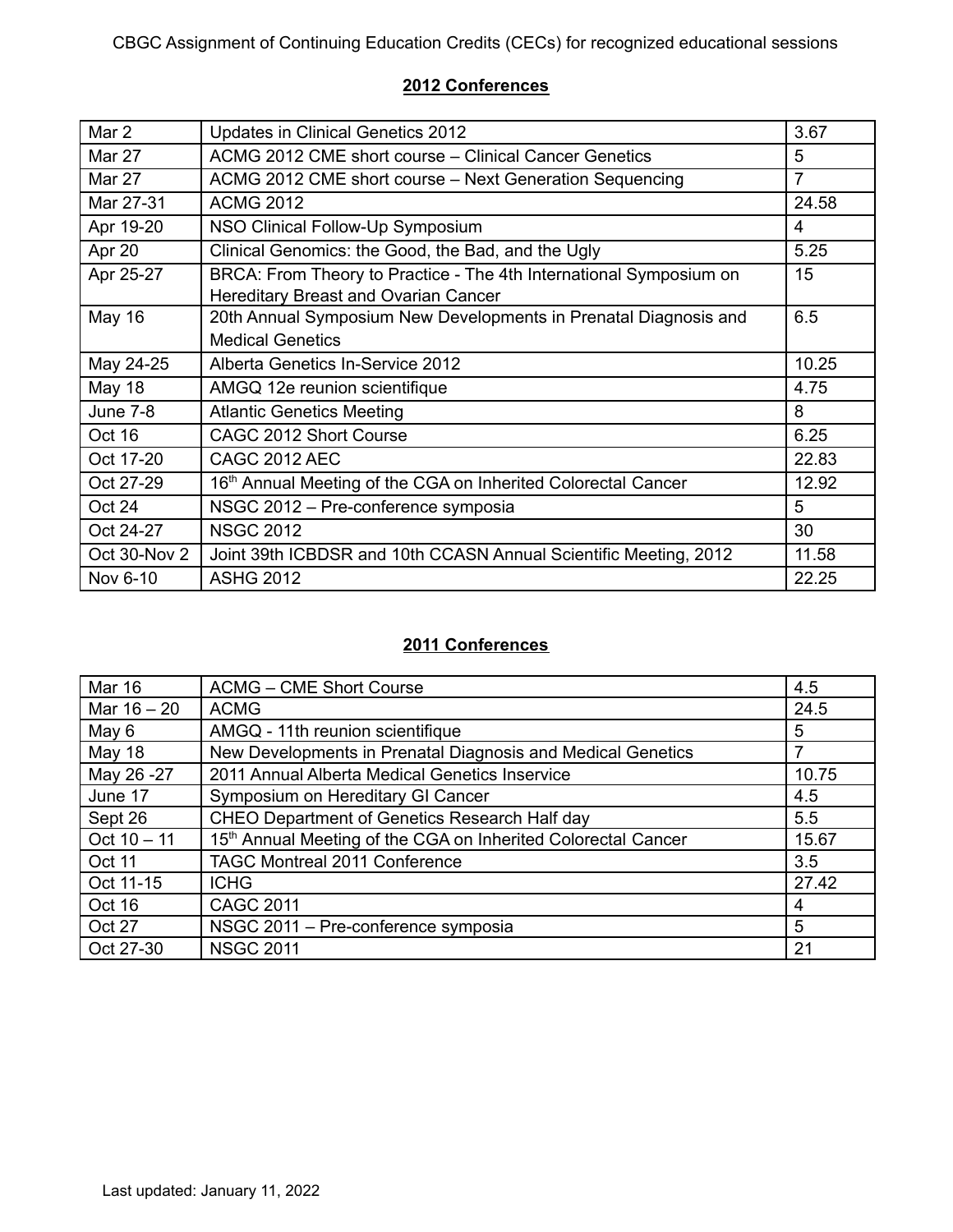CBGC Assignment of Continuing Education Credits (CECs) for recognized educational sessions

## 2012 Conferences

| | | |
|---|---|---|
| Mar 2 | Updates in Clinical Genetics 2012 | 3.67 |
| Mar 27 | ACMG 2012 CME short course – Clinical Cancer Genetics | 5 |
| Mar 27 | ACMG 2012 CME short course – Next Generation Sequencing | 7 |
| Mar 27-31 | ACMG 2012 | 24.58 |
| Apr 19-20 | NSO Clinical Follow-Up Symposium | 4 |
| Apr 20 | Clinical Genomics: the Good, the Bad, and the Ugly | 5.25 |
| Apr 25-27 | BRCA: From Theory to Practice - The 4th International Symposium on Hereditary Breast and Ovarian Cancer | 15 |
| May 16 | 20th Annual Symposium New Developments in Prenatal Diagnosis and Medical Genetics | 6.5 |
| May 24-25 | Alberta Genetics In-Service 2012 | 10.25 |
| May 18 | AMGQ 12e reunion scientifique | 4.75 |
| June 7-8 | Atlantic Genetics Meeting | 8 |
| Oct 16 | CAGC 2012 Short Course | 6.25 |
| Oct 17-20 | CAGC 2012 AEC | 22.83 |
| Oct 27-29 | 16th Annual Meeting of the CGA on Inherited Colorectal Cancer | 12.92 |
| Oct 24 | NSGC 2012 – Pre-conference symposia | 5 |
| Oct 24-27 | NSGC 2012 | 30 |
| Oct 30-Nov 2 | Joint 39th ICBDSR and 10th CCASN Annual Scientific Meeting, 2012 | 11.58 |
| Nov 6-10 | ASHG 2012 | 22.25 |

## 2011 Conferences

| | | |
|---|---|---|
| Mar 16 | ACMG – CME Short Course | 4.5 |
| Mar 16 – 20 | ACMG | 24.5 |
| May 6 | AMGQ - 11th reunion scientifique | 5 |
| May 18 | New Developments in Prenatal Diagnosis and Medical Genetics | 7 |
| May 26 -27 | 2011 Annual Alberta Medical Genetics Inservice | 10.75 |
| June 17 | Symposium on Hereditary GI Cancer | 4.5 |
| Sept 26 | CHEO Department of Genetics Research Half day | 5.5 |
| Oct 10 – 11 | 15th Annual Meeting of the CGA on Inherited Colorectal Cancer | 15.67 |
| Oct 11 | TAGC Montreal 2011 Conference | 3.5 |
| Oct 11-15 | ICHG | 27.42 |
| Oct 16 | CAGC 2011 | 4 |
| Oct 27 | NSGC 2011 – Pre-conference symposia | 5 |
| Oct 27-30 | NSGC 2011 | 21 |

Last updated: January 11, 2022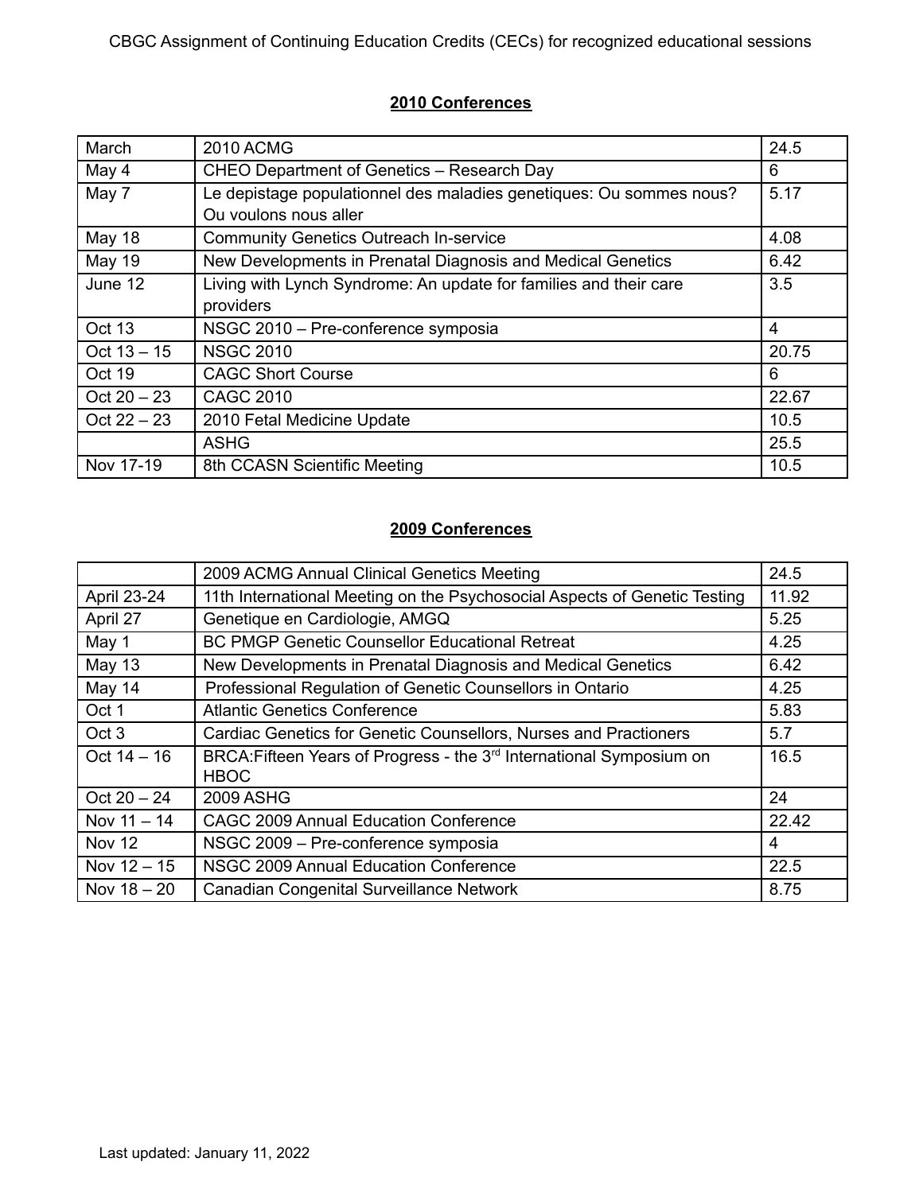CBGC Assignment of Continuing Education Credits (CECs) for recognized educational sessions

## 2010 Conferences

| | | |
|---|---|---|
| March | 2010 ACMG | 24.5 |
| May 4 | CHEO Department of Genetics – Research Day | 6 |
| May 7 | Le depistage populationnel des maladies genetiques: Ou sommes nous? Ou voulons nous aller | 5.17 |
| May 18 | Community Genetics Outreach In-service | 4.08 |
| May 19 | New Developments in Prenatal Diagnosis and Medical Genetics | 6.42 |
| June 12 | Living with Lynch Syndrome: An update for families and their care providers | 3.5 |
| Oct 13 | NSGC 2010 – Pre-conference symposia | 4 |
| Oct 13 – 15 | NSGC 2010 | 20.75 |
| Oct 19 | CAGC Short Course | 6 |
| Oct 20 – 23 | CAGC 2010 | 22.67 |
| Oct 22 – 23 | 2010 Fetal Medicine Update | 10.5 |
| | ASHG | 25.5 |
| Nov 17-19 | 8th CCASN Scientific Meeting | 10.5 |

## 2009 Conferences

| | | |
|---|---|---|
| | 2009 ACMG Annual Clinical Genetics Meeting | 24.5 |
| April 23-24 | 11th International Meeting on the Psychosocial Aspects of Genetic Testing | 11.92 |
| April 27 | Genetique en Cardiologie, AMGQ | 5.25 |
| May 1 | BC PMGP Genetic Counsellor Educational Retreat | 4.25 |
| May 13 | New Developments in Prenatal Diagnosis and Medical Genetics | 6.42 |
| May 14 | Professional Regulation of Genetic Counsellors in Ontario | 4.25 |
| Oct 1 | Atlantic Genetics Conference | 5.83 |
| Oct 3 | Cardiac Genetics for Genetic Counsellors, Nurses and Practioners | 5.7 |
| Oct 14 – 16 | BRCA:Fifteen Years of Progress - the 3rd International Symposium on HBOC | 16.5 |
| Oct 20 – 24 | 2009 ASHG | 24 |
| Nov 11 – 14 | CAGC 2009 Annual Education Conference | 22.42 |
| Nov 12 | NSGC 2009 – Pre-conference symposia | 4 |
| Nov 12 – 15 | NSGC 2009 Annual Education Conference | 22.5 |
| Nov 18 – 20 | Canadian Congenital Surveillance Network | 8.75 |

Last updated: January 11, 2022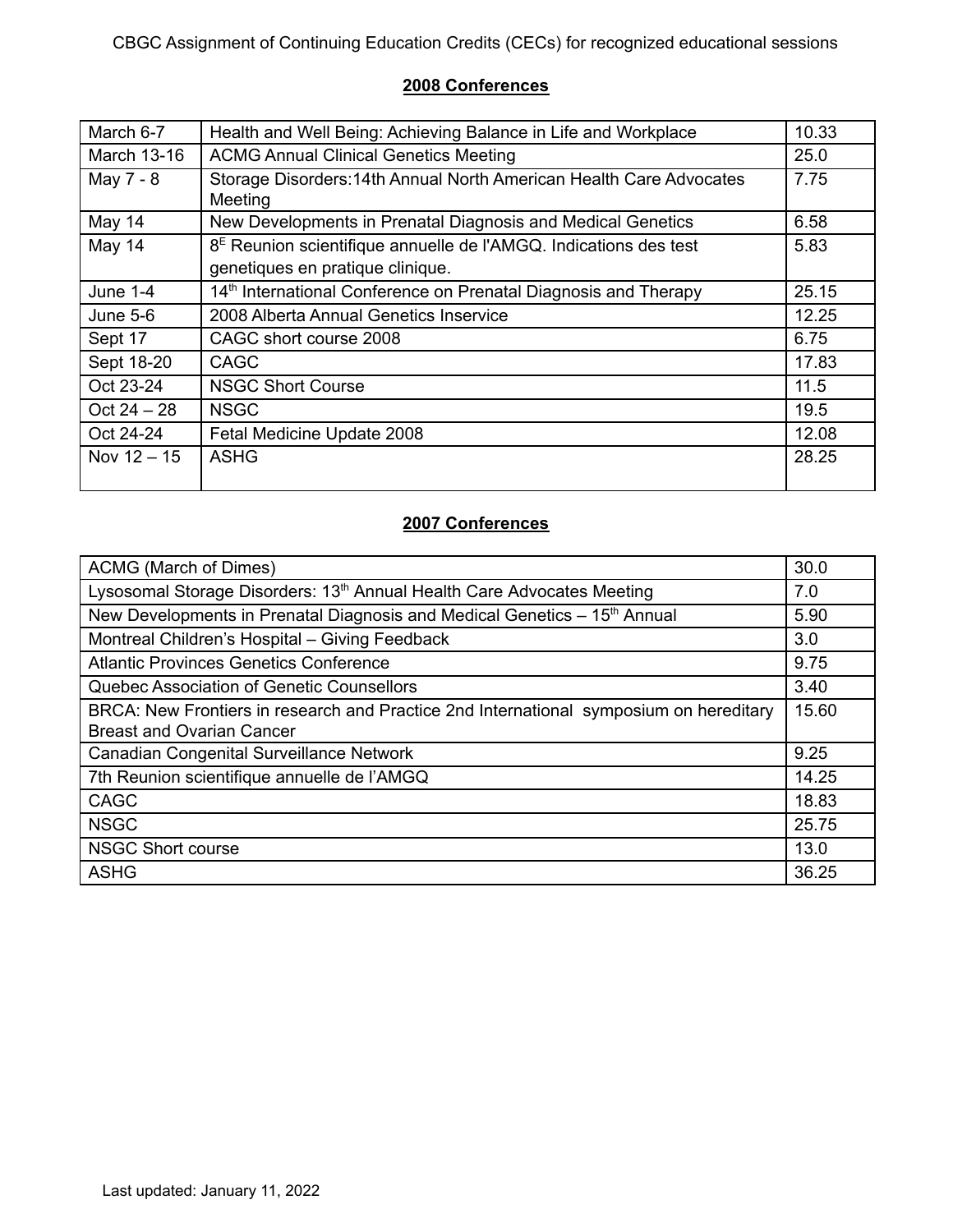CBGC Assignment of Continuing Education Credits (CECs) for recognized educational sessions

## 2008 Conferences

| | | |
|---|---|---|
| March 6-7 | Health and Well Being: Achieving Balance in Life and Workplace | 10.33 |
| March 13-16 | ACMG Annual Clinical Genetics Meeting | 25.0 |
| May 7 - 8 | Storage Disorders:14th Annual North American Health Care Advocates Meeting | 7.75 |
| May 14 | New Developments in Prenatal Diagnosis and Medical Genetics | 6.58 |
| May 14 | 8[E] Reunion scientifique annuelle de l'AMGQ. Indications des test genetiques en pratique clinique. | 5.83 |
| June 1-4 | 14[th] International Conference on Prenatal Diagnosis and Therapy | 25.15 |
| June 5-6 | 2008 Alberta Annual Genetics Inservice | 12.25 |
| Sept 17 | CAGC short course 2008 | 6.75 |
| Sept 18-20 | CAGC | 17.83 |
| Oct 23-24 | NSGC Short Course | 11.5 |
| Oct 24 – 28 | NSGC | 19.5 |
| Oct 24-24 | Fetal Medicine Update 2008 | 12.08 |
| Nov 12 – 15 | ASHG | 28.25 |

## 2007 Conferences

| | |
|---|---|
| ACMG (March of Dimes) | 30.0 |
| Lysosomal Storage Disorders: 13[th] Annual Health Care Advocates Meeting | 7.0 |
| New Developments in Prenatal Diagnosis and Medical Genetics – 15[th] Annual | 5.90 |
| Montreal Children's Hospital – Giving Feedback | 3.0 |
| Atlantic Provinces Genetics Conference | 9.75 |
| Quebec Association of Genetic Counsellors | 3.40 |
| BRCA: New Frontiers in research and Practice 2nd International symposium on hereditary Breast and Ovarian Cancer | 15.60 |
| Canadian Congenital Surveillance Network | 9.25 |
| 7th Reunion scientifique annuelle de l'AMGQ | 14.25 |
| CAGC | 18.83 |
| NSGC | 25.75 |
| NSGC Short course | 13.0 |
| ASHG | 36.25 |

Last updated: January 11, 2022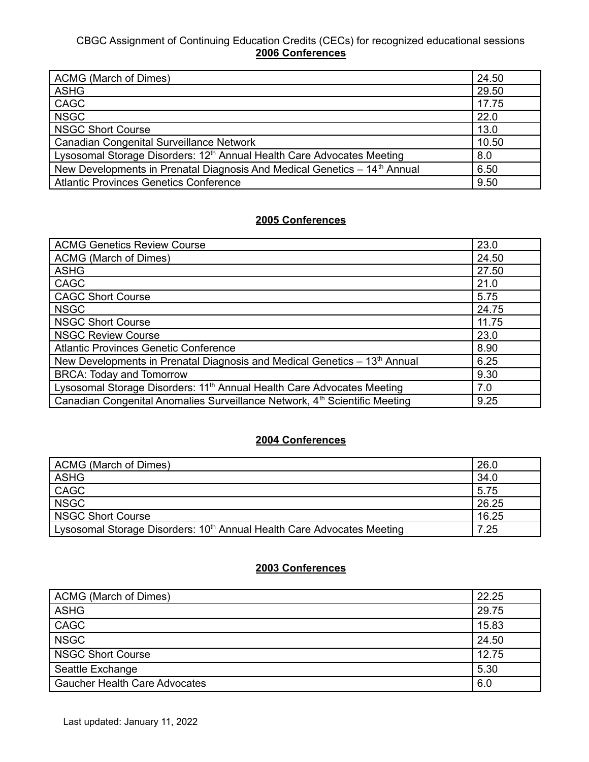CBGC Assignment of Continuing Education Credits (CECs) for recognized educational sessions

## 2006 Conferences

| | |
|---|---|
| ACMG (March of Dimes) | 24.50 |
| ASHG | 29.50 |
| CAGC | 17.75 |
| NSGC | 22.0 |
| NSGC Short Course | 13.0 |
| Canadian Congenital Surveillance Network | 10.50 |
| Lysosomal Storage Disorders: 12th Annual Health Care Advocates Meeting | 8.0 |
| New Developments in Prenatal Diagnosis And Medical Genetics – 14th Annual | 6.50 |
| Atlantic Provinces Genetics Conference | 9.50 |

## 2005 Conferences

| | |
|---|---|
| ACMG Genetics Review Course | 23.0 |
| ACMG (March of Dimes) | 24.50 |
| ASHG | 27.50 |
| CAGC | 21.0 |
| CAGC Short Course | 5.75 |
| NSGC | 24.75 |
| NSGC Short Course | 11.75 |
| NSGC Review Course | 23.0 |
| Atlantic Provinces Genetic Conference | 8.90 |
| New Developments in Prenatal Diagnosis and Medical Genetics – 13th Annual | 6.25 |
| BRCA: Today and Tomorrow | 9.30 |
| Lysosomal Storage Disorders: 11th Annual Health Care Advocates Meeting | 7.0 |
| Canadian Congenital Anomalies Surveillance Network, 4th Scientific Meeting | 9.25 |

## 2004 Conferences

| | |
|---|---|
| ACMG (March of Dimes) | 26.0 |
| ASHG | 34.0 |
| CAGC | 5.75 |
| NSGC | 26.25 |
| NSGC Short Course | 16.25 |
| Lysosomal Storage Disorders: 10th Annual Health Care Advocates Meeting | 7.25 |

## 2003 Conferences

| | |
|---|---|
| ACMG (March of Dimes) | 22.25 |
| ASHG | 29.75 |
| CAGC | 15.83 |
| NSGC | 24.50 |
| NSGC Short Course | 12.75 |
| Seattle Exchange | 5.30 |
| Gaucher Health Care Advocates | 6.0 |

Last updated: January 11, 2022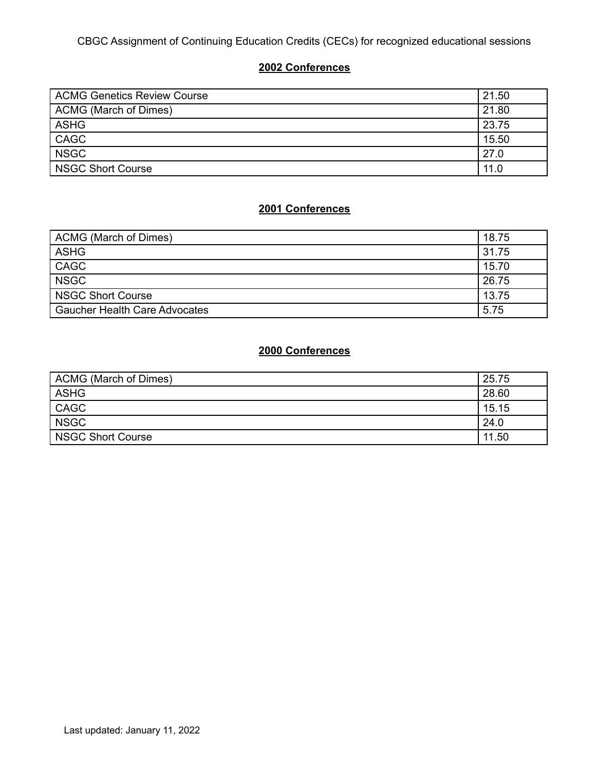CBGC Assignment of Continuing Education Credits (CECs) for recognized educational sessions

## 2002 Conferences

| | |
|---|---|
| ACMG Genetics Review Course | 21.50 |
| ACMG (March of Dimes) | 21.80 |
| ASHG | 23.75 |
| CAGC | 15.50 |
| NSGC | 27.0 |
| NSGC Short Course | 11.0 |

## 2001 Conferences

| | |
|---|---|
| ACMG (March of Dimes) | 18.75 |
| ASHG | 31.75 |
| CAGC | 15.70 |
| NSGC | 26.75 |
| NSGC Short Course | 13.75 |
| Gaucher Health Care Advocates | 5.75 |

## 2000 Conferences

| | |
|---|---|
| ACMG (March of Dimes) | 25.75 |
| ASHG | 28.60 |
| CAGC | 15.15 |
| NSGC | 24.0 |
| NSGC Short Course | 11.50 |

Last updated: January 11, 2022